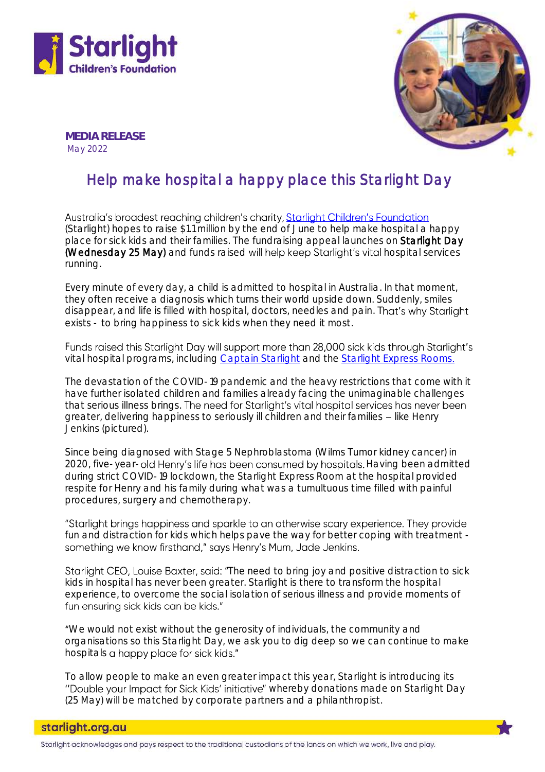**MEDIA RELEASE**
May 2022

# Help make hospital a happy place this Starlight Day

Australia's broadest reaching children's charity, Starlight Children's Foundation (Starlight) hopes to raise $11 million by the end of June to help make hospital a happy place for sick kids and their families. The fundraising appeal launches on **Starlight Day (Wednesday 25 May)** and funds raised will help keep Starlight's vital hospital services running.

Every minute of every day, a child is admitted to hospital in Australia. In that moment, they often receive a diagnosis which turns their world upside down. Suddenly, smiles disappear, and life is filled with hospital, doctors, needles and pain. That's why Starlight exists - to bring happiness to sick kids when they need it most.

Funds raised this Starlight Day will support more than 28,000 sick kids through Starlight's vital hospital programs, including Captain Starlight and the Starlight Express Rooms.

The devastation of the COVID-19 pandemic and the heavy restrictions that come with it have further isolated children and families already facing the unimaginable challenges that serious illness brings. The need for Starlight's vital hospital services has never been greater, delivering happiness to seriously ill children and their families – like Henry Jenkins (pictured).

Since being diagnosed with Stage 5 Nephroblastoma (Wilms Tumor kidney cancer) in 2020, five-year-old Henry's life has been consumed by hospitals. Having been admitted during strict COVID-19 lockdown, the Starlight Express Room at the hospital provided respite for Henry and his family during what was a tumultuous time filled with painful procedures, surgery and chemotherapy.

"Starlight brings happiness and sparkle to an otherwise scary experience. They provide fun and distraction for kids which helps pave the way for better coping with treatment - something we know firsthand," says Henry's Mum, Jade Jenkins.

Starlight CEO, Louise Baxter, said: "The need to bring joy and positive distraction to sick kids in hospital has never been greater. Starlight is there to transform the hospital experience, to overcome the social isolation of serious illness and provide moments of fun ensuring sick kids can be kids."

"We would not exist without the generosity of individuals, the community and organisations so this Starlight Day, we ask you to dig deep so we can continue to make hospitals a happy place for sick kids."

To allow people to make an even greater impact this year, Starlight is introducing its "Double your Impact for Sick Kids' initiative" whereby donations made on Starlight Day (25 May) will be matched by corporate partners and a philanthropist.

starlight.org.au

Starlight acknowledges and pays respect to the traditional custodians of the lands on which we work, live and play.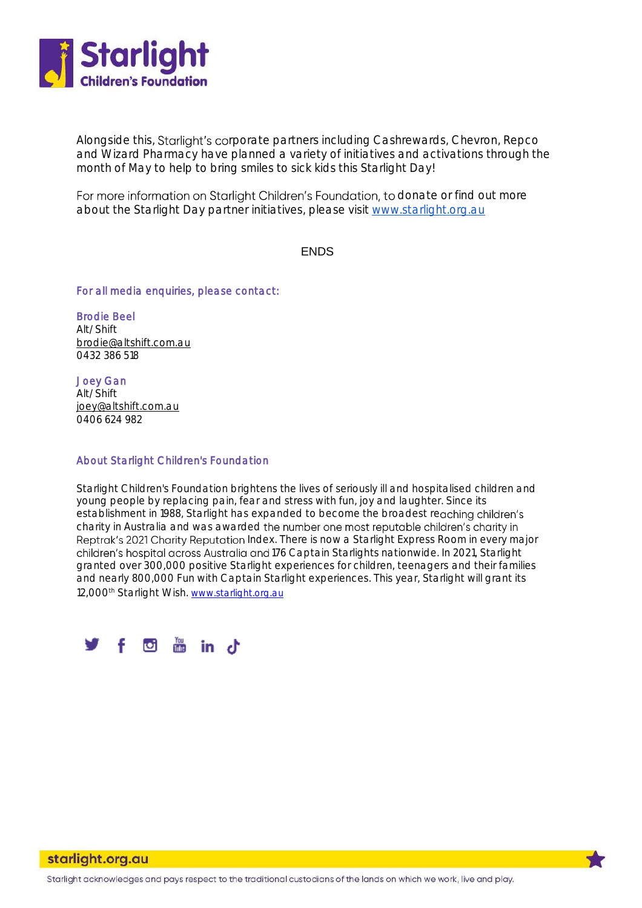Alongside this, Starlight's corporate partners including Cashrewards, Chevron, Repco and Wizard Pharmacy have planned a variety of initiatives and activations through the month of May to help to bring smiles to sick kids this Starlight Day!

For more information on Starlight Children's Foundation, to donate or find out more about the Starlight Day partner initiatives, please visit www.starlight.org.au

ENDS

**For all media enquiries, please contact:**

**Brodie Beel**
Alt/Shift
brodie@altshift.com.au
0432 386 518

**Joey Gan**
Alt/Shift
joey@altshift.com.au
0406 624 982

## About Starlight Children's Foundation

Starlight Children's Foundation brightens the lives of seriously ill and hospitalised children and young people by replacing pain, fear and stress with fun, joy and laughter. Since its establishment in 1988, Starlight has expanded to become the broadest reaching children's charity in Australia and was awarded the number one most reputable children's charity in Reptrak's 2021 Charity Reputation Index. There is now a Starlight Express Room in every major children's hospital across Australia and 176 Captain Starlights nationwide. In 2021, Starlight granted over 300,000 positive Starlight experiences for children, teenagers and their families and nearly 800,000 Fun with Captain Starlight experiences. This year, Starlight will grant its 12,000th Starlight Wish. www.starlight.org.au

starlight.org.au

Starlight acknowledges and pays respect to the traditional custodians of the lands on which we work, live and play.